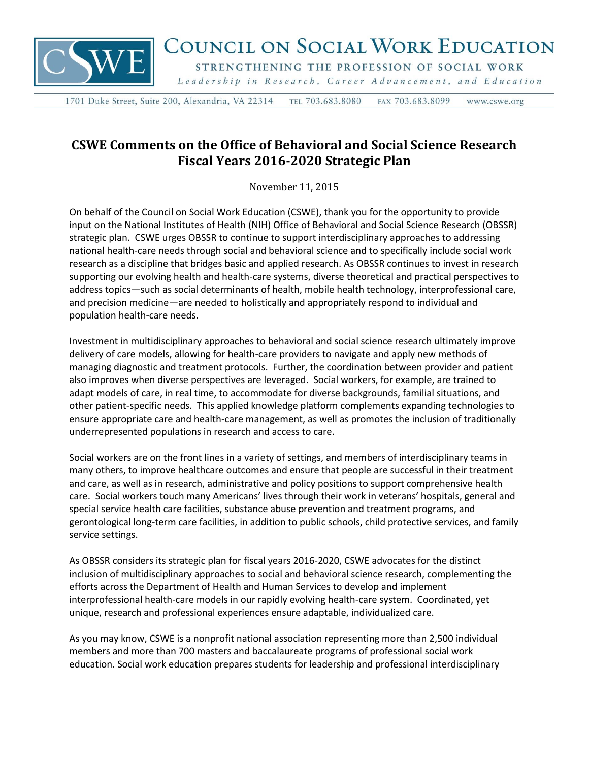# COUNCIL ON SOCIAL WORK EDUCATION

STRENGTHENING THE PROFESSION OF SOCIAL WORK

*Leadership in Research, Career Advancement, and Education*

1701 Duke Street, Suite 200, Alexandria, VA 22314 TEL 703.683.8080 FAX 703.683.8099 www.cswe.org

## CSWE Comments on the Office of Behavioral and Social Science Research Fiscal Years 2016-2020 Strategic Plan

November 11, 2015

On behalf of the Council on Social Work Education (CSWE), thank you for the opportunity to provide input on the National Institutes of Health (NIH) Office of Behavioral and Social Science Research (OBSSR) strategic plan. CSWE urges OBSSR to continue to support interdisciplinary approaches to addressing national health-care needs through social and behavioral science and to specifically include social work research as a discipline that bridges basic and applied research. As OBSSR continues to invest in research supporting our evolving health and health-care systems, diverse theoretical and practical perspectives to address topics—such as social determinants of health, mobile health technology, interprofessional care, and precision medicine—are needed to holistically and appropriately respond to individual and population health-care needs.

Investment in multidisciplinary approaches to behavioral and social science research ultimately improve delivery of care models, allowing for health-care providers to navigate and apply new methods of managing diagnostic and treatment protocols. Further, the coordination between provider and patient also improves when diverse perspectives are leveraged. Social workers, for example, are trained to adapt models of care, in real time, to accommodate for diverse backgrounds, familial situations, and other patient-specific needs. This applied knowledge platform complements expanding technologies to ensure appropriate care and health-care management, as well as promotes the inclusion of traditionally underrepresented populations in research and access to care.

Social workers are on the front lines in a variety of settings, and members of interdisciplinary teams in many others, to improve healthcare outcomes and ensure that people are successful in their treatment and care, as well as in research, administrative and policy positions to support comprehensive health care. Social workers touch many Americans' lives through their work in veterans' hospitals, general and special service health care facilities, substance abuse prevention and treatment programs, and gerontological long-term care facilities, in addition to public schools, child protective services, and family service settings.

As OBSSR considers its strategic plan for fiscal years 2016-2020, CSWE advocates for the distinct inclusion of multidisciplinary approaches to social and behavioral science research, complementing the efforts across the Department of Health and Human Services to develop and implement interprofessional health-care models in our rapidly evolving health-care system. Coordinated, yet unique, research and professional experiences ensure adaptable, individualized care.

As you may know, CSWE is a nonprofit national association representing more than 2,500 individual members and more than 700 masters and baccalaureate programs of professional social work education. Social work education prepares students for leadership and professional interdisciplinary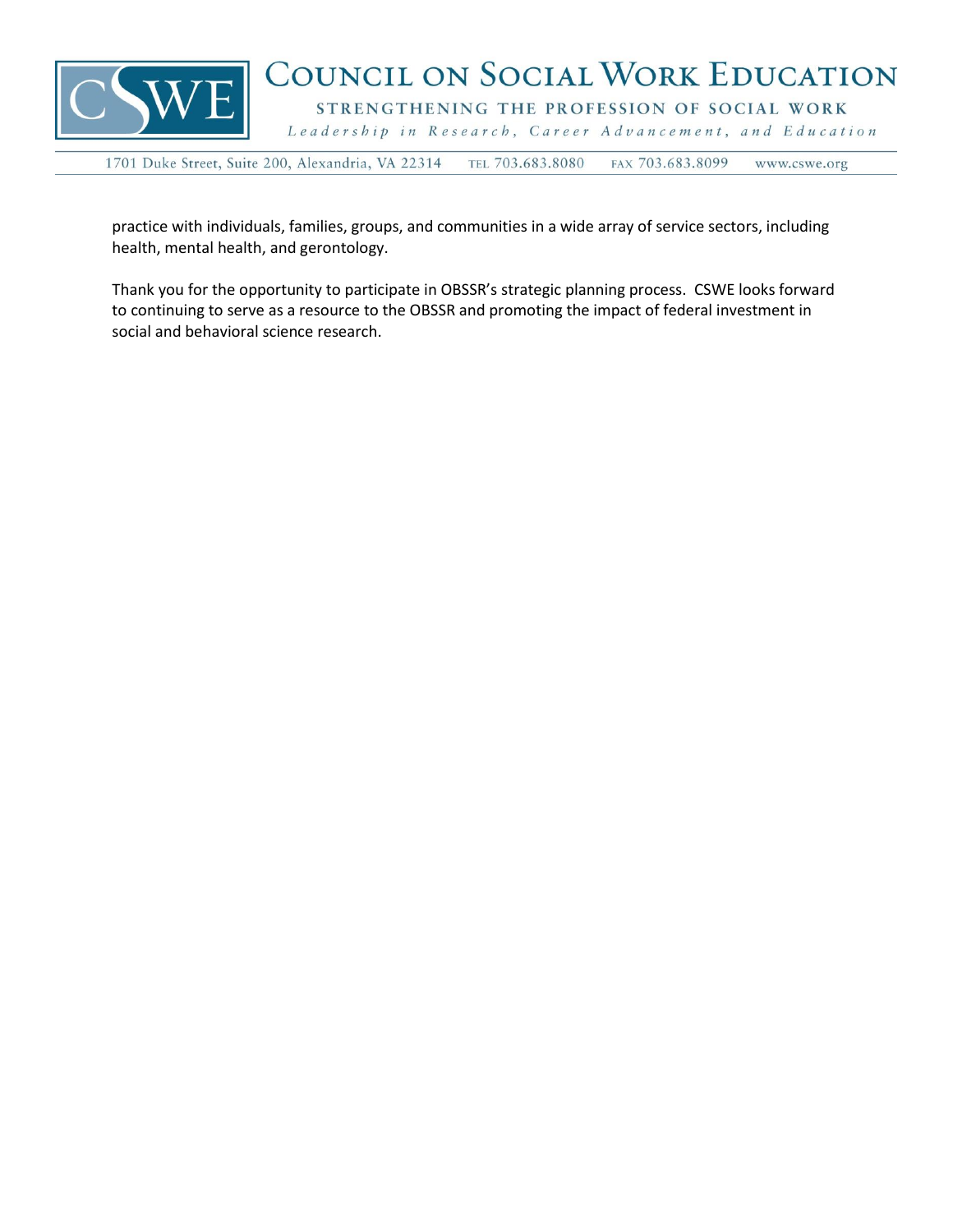practice with individuals, families, groups, and communities in a wide array of service sectors, including health, mental health, and gerontology.

Thank you for the opportunity to participate in OBSSR's strategic planning process. CSWE looks forward to continuing to serve as a resource to the OBSSR and promoting the impact of federal investment in social and behavioral science research.